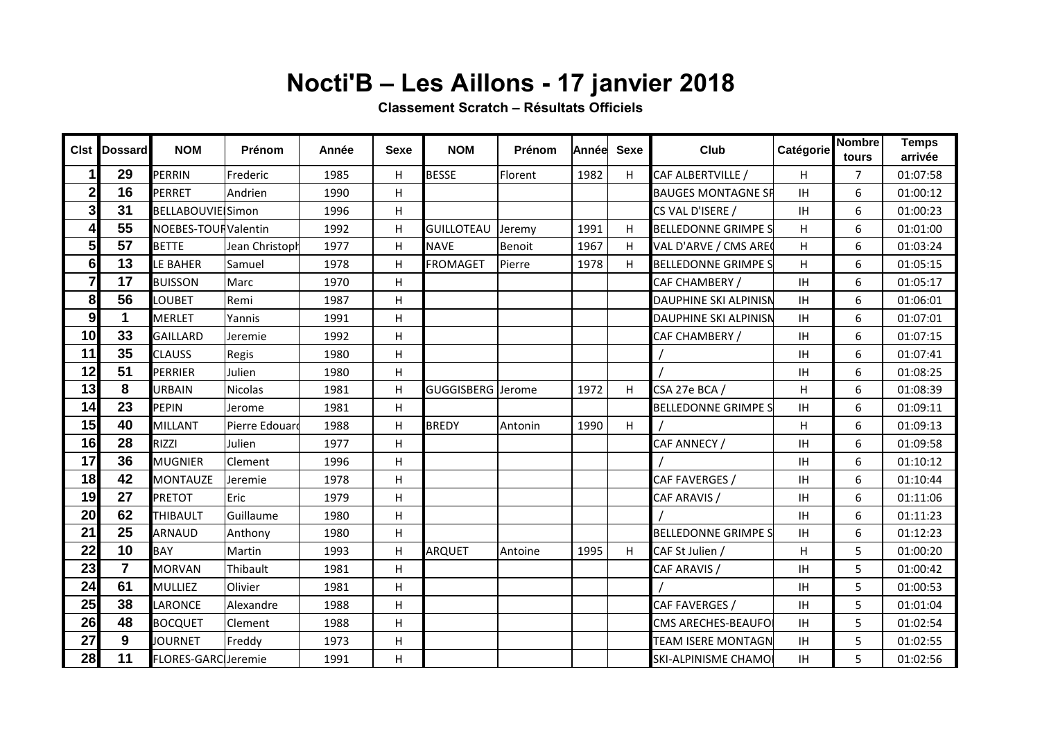# Nocti'B – Les Aillons - 17 janvier 2018

**Classement Scratch – Résultats Officiels**

| Clst | Dossard | NOM | Prénom | Année | Sexe | NOM | Prénom | Année | Sexe | Club | Catégorie | Nombre tours | Temps arrivée |
|---|---|---|---|---|---|---|---|---|---|---|---|---|---|
| 1 | 29 | PERRIN | Frederic | 1985 | H | BESSE | Florent | 1982 | H | CAF ALBERTVILLE / | H | 7 | 01:07:58 |
| 2 | 16 | PERRET | Andrien | 1990 | H | | | | | BAUGES MONTAGNE SF | IH | 6 | 01:00:12 |
| 3 | 31 | BELLABOUVIE| Simon | 1996 | H | | | | | CS VAL D'ISERE / | IH | 6 | 01:00:23 |
| 4 | 55 | NOEBES-TOUF | Valentin | 1992 | H | GUILLOTEAU | Jeremy | 1991 | H | BELLEDONNE GRIMPE S | H | 6 | 01:01:00 |
| 5 | 57 | BETTE | Jean Christoph | 1977 | H | NAVE | Benoit | 1967 | H | VAL D'ARVE / CMS ARE( | H | 6 | 01:03:24 |
| 6 | 13 | LE BAHER | Samuel | 1978 | H | FROMAGET | Pierre | 1978 | H | BELLEDONNE GRIMPE S | H | 6 | 01:05:15 |
| 7 | 17 | BUISSON | Marc | 1970 | H | | | | | CAF CHAMBERY / | IH | 6 | 01:05:17 |
| 8 | 56 | LOUBET | Remi | 1987 | H | | | | | DAUPHINE SKI ALPINISN | IH | 6 | 01:06:01 |
| 9 | 1 | MERLET | Yannis | 1991 | H | | | | | DAUPHINE SKI ALPINISN | IH | 6 | 01:07:01 |
| 10 | 33 | GAILLARD | Jeremie | 1992 | H | | | | | CAF CHAMBERY / | IH | 6 | 01:07:15 |
| 11 | 35 | CLAUSS | Regis | 1980 | H | | | | | / | IH | 6 | 01:07:41 |
| 12 | 51 | PERRIER | Julien | 1980 | H | | | | | / | IH | 6 | 01:08:25 |
| 13 | 8 | URBAIN | Nicolas | 1981 | H | GUGGISBERG | Jerome | 1972 | H | CSA 27e BCA / | H | 6 | 01:08:39 |
| 14 | 23 | PEPIN | Jerome | 1981 | H | | | | | BELLEDONNE GRIMPE S | IH | 6 | 01:09:11 |
| 15 | 40 | MILLANT | Pierre Edouard | 1988 | H | BREDY | Antonin | 1990 | H | / | H | 6 | 01:09:13 |
| 16 | 28 | RIZZI | Julien | 1977 | H | | | | | CAF ANNECY / | IH | 6 | 01:09:58 |
| 17 | 36 | MUGNIER | Clement | 1996 | H | | | | | / | IH | 6 | 01:10:12 |
| 18 | 42 | MONTAUZE | Jeremie | 1978 | H | | | | | CAF FAVERGES / | IH | 6 | 01:10:44 |
| 19 | 27 | PRETOT | Eric | 1979 | H | | | | | CAF ARAVIS / | IH | 6 | 01:11:06 |
| 20 | 62 | THIBAULT | Guillaume | 1980 | H | | | | | / | IH | 6 | 01:11:23 |
| 21 | 25 | ARNAUD | Anthony | 1980 | H | | | | | BELLEDONNE GRIMPE S | IH | 6 | 01:12:23 |
| 22 | 10 | BAY | Martin | 1993 | H | ARQUET | Antoine | 1995 | H | CAF St Julien / | H | 5 | 01:00:20 |
| 23 | 7 | MORVAN | Thibault | 1981 | H | | | | | CAF ARAVIS / | IH | 5 | 01:00:42 |
| 24 | 61 | MULLIEZ | Olivier | 1981 | H | | | | | / | IH | 5 | 01:00:53 |
| 25 | 38 | LARONCE | Alexandre | 1988 | H | | | | | CAF FAVERGES / | IH | 5 | 01:01:04 |
| 26 | 48 | BOCQUET | Clement | 1988 | H | | | | | CMS ARECHES-BEAUFO | IH | 5 | 01:02:54 |
| 27 | 9 | JOURNET | Freddy | 1973 | H | | | | | TEAM ISERE MONTAGN | IH | 5 | 01:02:55 |
| 28 | 11 | FLORES-GARC | Jeremie | 1991 | H | | | | | SKI-ALPINISME CHAMO | IH | 5 | 01:02:56 |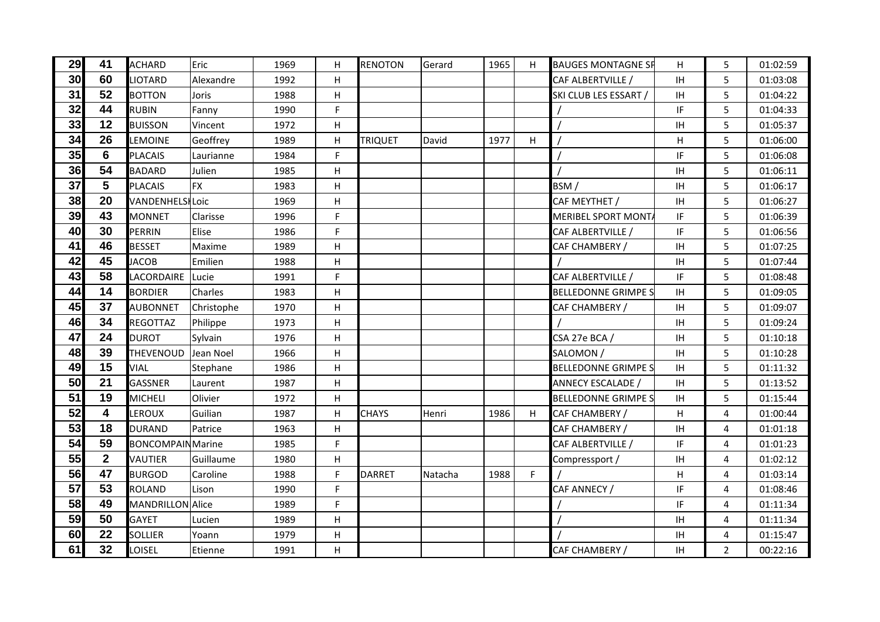| | | | | | | | | | | | | | |
|---|---|---|---|---|---|---|---|---|---|---|---|---|---|
| 29 | 41 | ACHARD | Eric | 1969 | H | RENOTON | Gerard | 1965 | H | BAUGES MONTAGNE SP | H | 5 | 01:02:59 |
| 30 | 60 | LIOTARD | Alexandre | 1992 | H | | | | | CAF ALBERTVILLE / | IH | 5 | 01:03:08 |
| 31 | 52 | BOTTON | Joris | 1988 | H | | | | | SKI CLUB LES ESSART / | IH | 5 | 01:04:22 |
| 32 | 44 | RUBIN | Fanny | 1990 | F | | | | | / | IF | 5 | 01:04:33 |
| 33 | 12 | BUISSON | Vincent | 1972 | H | | | | | / | IH | 5 | 01:05:37 |
| 34 | 26 | LEMOINE | Geoffrey | 1989 | H | TRIQUET | David | 1977 | H | / | H | 5 | 01:06:00 |
| 35 | 6 | PLACAIS | Laurianne | 1984 | F | | | | | / | IF | 5 | 01:06:08 |
| 36 | 54 | BADARD | Julien | 1985 | H | | | | | / | IH | 5 | 01:06:11 |
| 37 | 5 | PLACAIS | FX | 1983 | H | | | | | BSM / | IH | 5 | 01:06:17 |
| 38 | 20 | VANDENHELSI | Loic | 1969 | H | | | | | CAF MEYTHET / | IH | 5 | 01:06:27 |
| 39 | 43 | MONNET | Clarisse | 1996 | F | | | | | MERIBEL SPORT MONTA | IF | 5 | 01:06:39 |
| 40 | 30 | PERRIN | Elise | 1986 | F | | | | | CAF ALBERTVILLE / | IF | 5 | 01:06:56 |
| 41 | 46 | BESSET | Maxime | 1989 | H | | | | | CAF CHAMBERY / | IH | 5 | 01:07:25 |
| 42 | 45 | JACOB | Emilien | 1988 | H | | | | | / | IH | 5 | 01:07:44 |
| 43 | 58 | LACORDAIRE | Lucie | 1991 | F | | | | | CAF ALBERTVILLE / | IF | 5 | 01:08:48 |
| 44 | 14 | BORDIER | Charles | 1983 | H | | | | | BELLEDONNE GRIMPE S | IH | 5 | 01:09:05 |
| 45 | 37 | AUBONNET | Christophe | 1970 | H | | | | | CAF CHAMBERY / | IH | 5 | 01:09:07 |
| 46 | 34 | REGOTTAZ | Philippe | 1973 | H | | | | | / | IH | 5 | 01:09:24 |
| 47 | 24 | DUROT | Sylvain | 1976 | H | | | | | CSA 27e BCA / | IH | 5 | 01:10:18 |
| 48 | 39 | THEVENOUD | Jean Noel | 1966 | H | | | | | SALOMON / | IH | 5 | 01:10:28 |
| 49 | 15 | VIAL | Stephane | 1986 | H | | | | | BELLEDONNE GRIMPE S | IH | 5 | 01:11:32 |
| 50 | 21 | GASSNER | Laurent | 1987 | H | | | | | ANNECY ESCALADE / | IH | 5 | 01:13:52 |
| 51 | 19 | MICHELI | Olivier | 1972 | H | | | | | BELLEDONNE GRIMPE S | IH | 5 | 01:15:44 |
| 52 | 4 | LEROUX | Guilian | 1987 | H | CHAYS | Henri | 1986 | H | CAF CHAMBERY / | H | 4 | 01:00:44 |
| 53 | 18 | DURAND | Patrice | 1963 | H | | | | | CAF CHAMBERY / | IH | 4 | 01:01:18 |
| 54 | 59 | BONCOMPAIN | Marine | 1985 | F | | | | | CAF ALBERTVILLE / | IF | 4 | 01:01:23 |
| 55 | 2 | VAUTIER | Guillaume | 1980 | H | | | | | Compressport / | IH | 4 | 01:02:12 |
| 56 | 47 | BURGOD | Caroline | 1988 | F | DARRET | Natacha | 1988 | F | / | H | 4 | 01:03:14 |
| 57 | 53 | ROLAND | Lison | 1990 | F | | | | | CAF ANNECY / | IF | 4 | 01:08:46 |
| 58 | 49 | MANDRILLON | Alice | 1989 | F | | | | | / | IF | 4 | 01:11:34 |
| 59 | 50 | GAYET | Lucien | 1989 | H | | | | | / | IH | 4 | 01:11:34 |
| 60 | 22 | SOLLIER | Yoann | 1979 | H | | | | | / | IH | 4 | 01:15:47 |
| 61 | 32 | LOISEL | Etienne | 1991 | H | | | | | CAF CHAMBERY / | IH | 2 | 00:22:16 |